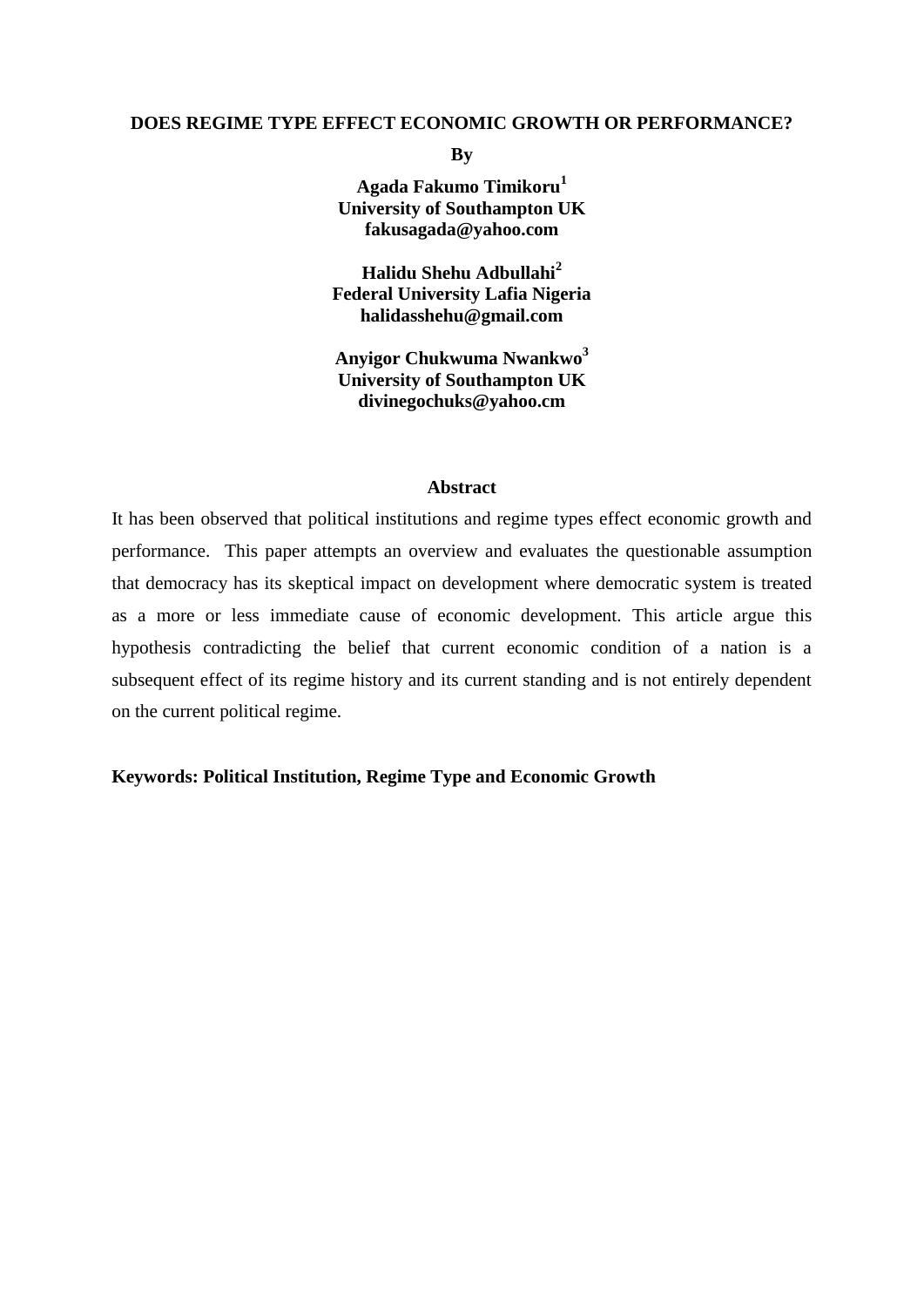# DOES REGIME TYPE EFFECT ECONOMIC GROWTH OR PERFORMANCE?

**By**

**Agada Fakumo Timikoru[1]**
**University of Southampton UK**
**fakusagada@yahoo.com**

**Halidu Shehu Adbullahi[2]**
**Federal University Lafia Nigeria**
**halidasshehu@gmail.com**

**Anyigor Chukwuma Nwankwo[3]**
**University of Southampton UK**
**divinegochuks@yahoo.cm**

## Abstract

It has been observed that political institutions and regime types effect economic growth and performance. This paper attempts an overview and evaluates the questionable assumption that democracy has its skeptical impact on development where democratic system is treated as a more or less immediate cause of economic development. This article argue this hypothesis contradicting the belief that current economic condition of a nation is a subsequent effect of its regime history and its current standing and is not entirely dependent on the current political regime.

**Keywords: Political Institution, Regime Type and Economic Growth**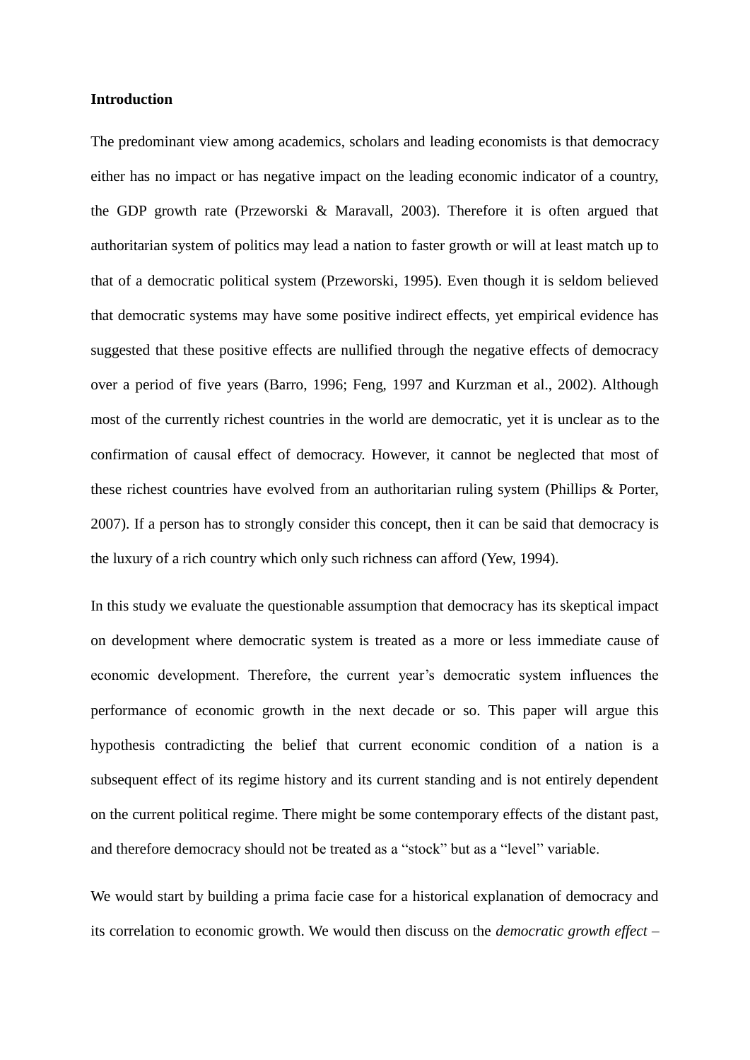**Introduction**

The predominant view among academics, scholars and leading economists is that democracy either has no impact or has negative impact on the leading economic indicator of a country, the GDP growth rate (Przeworski & Maravall, 2003). Therefore it is often argued that authoritarian system of politics may lead a nation to faster growth or will at least match up to that of a democratic political system (Przeworski, 1995). Even though it is seldom believed that democratic systems may have some positive indirect effects, yet empirical evidence has suggested that these positive effects are nullified through the negative effects of democracy over a period of five years (Barro, 1996; Feng, 1997 and Kurzman et al., 2002). Although most of the currently richest countries in the world are democratic, yet it is unclear as to the confirmation of causal effect of democracy. However, it cannot be neglected that most of these richest countries have evolved from an authoritarian ruling system (Phillips & Porter, 2007). If a person has to strongly consider this concept, then it can be said that democracy is the luxury of a rich country which only such richness can afford (Yew, 1994).

In this study we evaluate the questionable assumption that democracy has its skeptical impact on development where democratic system is treated as a more or less immediate cause of economic development. Therefore, the current year's democratic system influences the performance of economic growth in the next decade or so. This paper will argue this hypothesis contradicting the belief that current economic condition of a nation is a subsequent effect of its regime history and its current standing and is not entirely dependent on the current political regime. There might be some contemporary effects of the distant past, and therefore democracy should not be treated as a "stock" but as a "level" variable.

We would start by building a prima facie case for a historical explanation of democracy and its correlation to economic growth. We would then discuss on the *democratic growth effect* –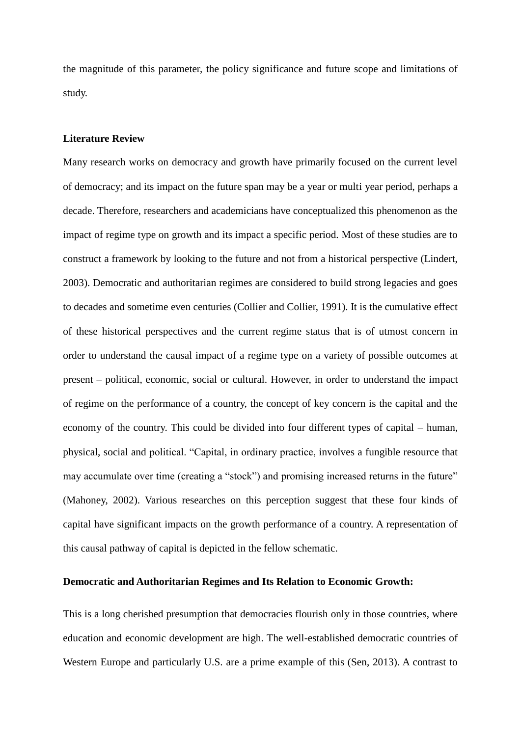the magnitude of this parameter, the policy significance and future scope and limitations of study.

**Literature Review**

Many research works on democracy and growth have primarily focused on the current level of democracy; and its impact on the future span may be a year or multi year period, perhaps a decade. Therefore, researchers and academicians have conceptualized this phenomenon as the impact of regime type on growth and its impact a specific period. Most of these studies are to construct a framework by looking to the future and not from a historical perspective (Lindert, 2003). Democratic and authoritarian regimes are considered to build strong legacies and goes to decades and sometime even centuries (Collier and Collier, 1991). It is the cumulative effect of these historical perspectives and the current regime status that is of utmost concern in order to understand the causal impact of a regime type on a variety of possible outcomes at present – political, economic, social or cultural. However, in order to understand the impact of regime on the performance of a country, the concept of key concern is the capital and the economy of the country. This could be divided into four different types of capital – human, physical, social and political. "Capital, in ordinary practice, involves a fungible resource that may accumulate over time (creating a "stock") and promising increased returns in the future" (Mahoney, 2002). Various researches on this perception suggest that these four kinds of capital have significant impacts on the growth performance of a country. A representation of this causal pathway of capital is depicted in the fellow schematic.

**Democratic and Authoritarian Regimes and Its Relation to Economic Growth:**

This is a long cherished presumption that democracies flourish only in those countries, where education and economic development are high. The well-established democratic countries of Western Europe and particularly U.S. are a prime example of this (Sen, 2013). A contrast to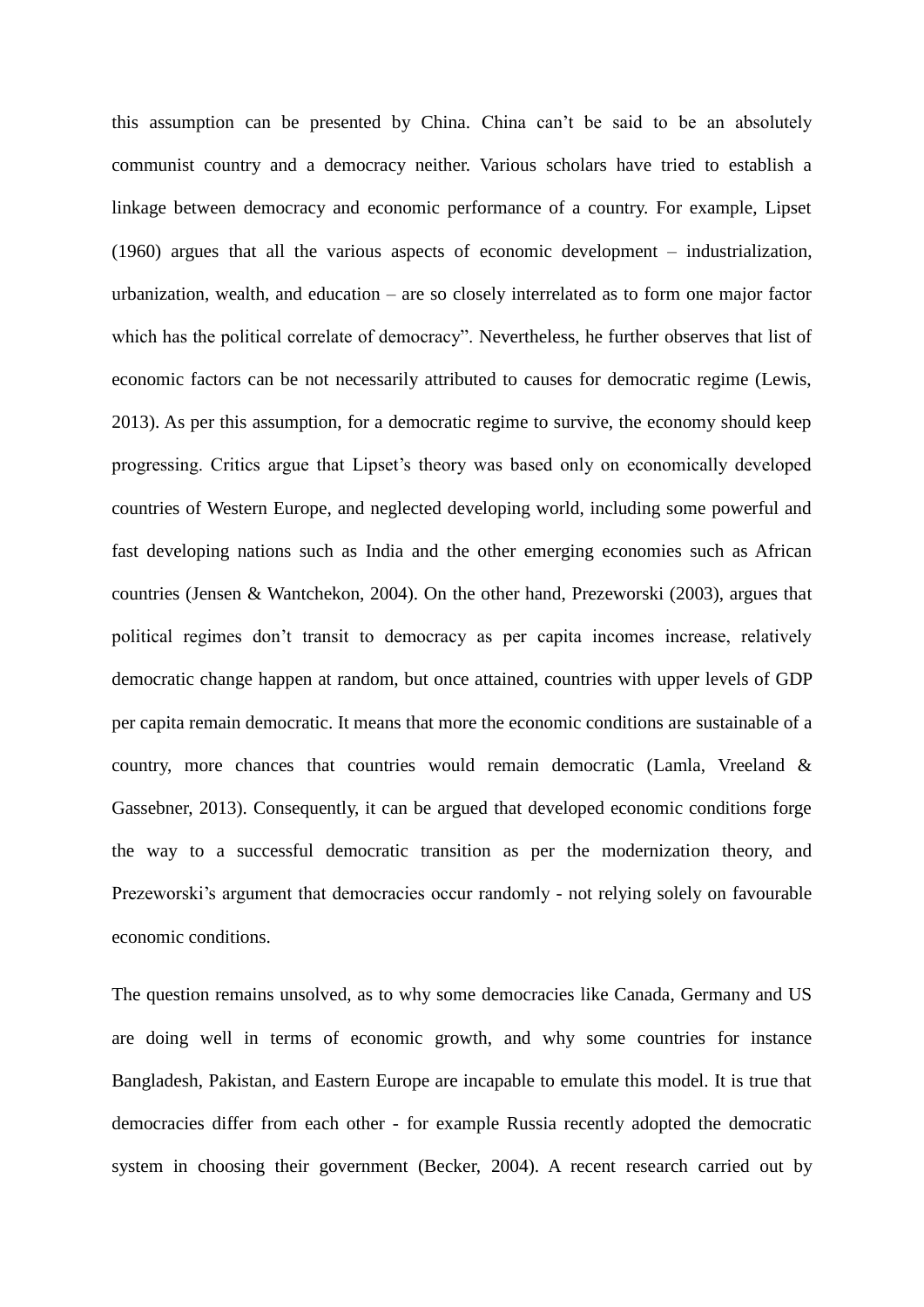this assumption can be presented by China. China can't be said to be an absolutely communist country and a democracy neither. Various scholars have tried to establish a linkage between democracy and economic performance of a country. For example, Lipset (1960) argues that all the various aspects of economic development – industrialization, urbanization, wealth, and education – are so closely interrelated as to form one major factor which has the political correlate of democracy". Nevertheless, he further observes that list of economic factors can be not necessarily attributed to causes for democratic regime (Lewis, 2013). As per this assumption, for a democratic regime to survive, the economy should keep progressing. Critics argue that Lipset's theory was based only on economically developed countries of Western Europe, and neglected developing world, including some powerful and fast developing nations such as India and the other emerging economies such as African countries (Jensen & Wantchekon, 2004). On the other hand, Prezeworski (2003), argues that political regimes don't transit to democracy as per capita incomes increase, relatively democratic change happen at random, but once attained, countries with upper levels of GDP per capita remain democratic. It means that more the economic conditions are sustainable of a country, more chances that countries would remain democratic (Lamla, Vreeland & Gassebner, 2013). Consequently, it can be argued that developed economic conditions forge the way to a successful democratic transition as per the modernization theory, and Prezeworski's argument that democracies occur randomly - not relying solely on favourable economic conditions.

The question remains unsolved, as to why some democracies like Canada, Germany and US are doing well in terms of economic growth, and why some countries for instance Bangladesh, Pakistan, and Eastern Europe are incapable to emulate this model. It is true that democracies differ from each other - for example Russia recently adopted the democratic system in choosing their government (Becker, 2004). A recent research carried out by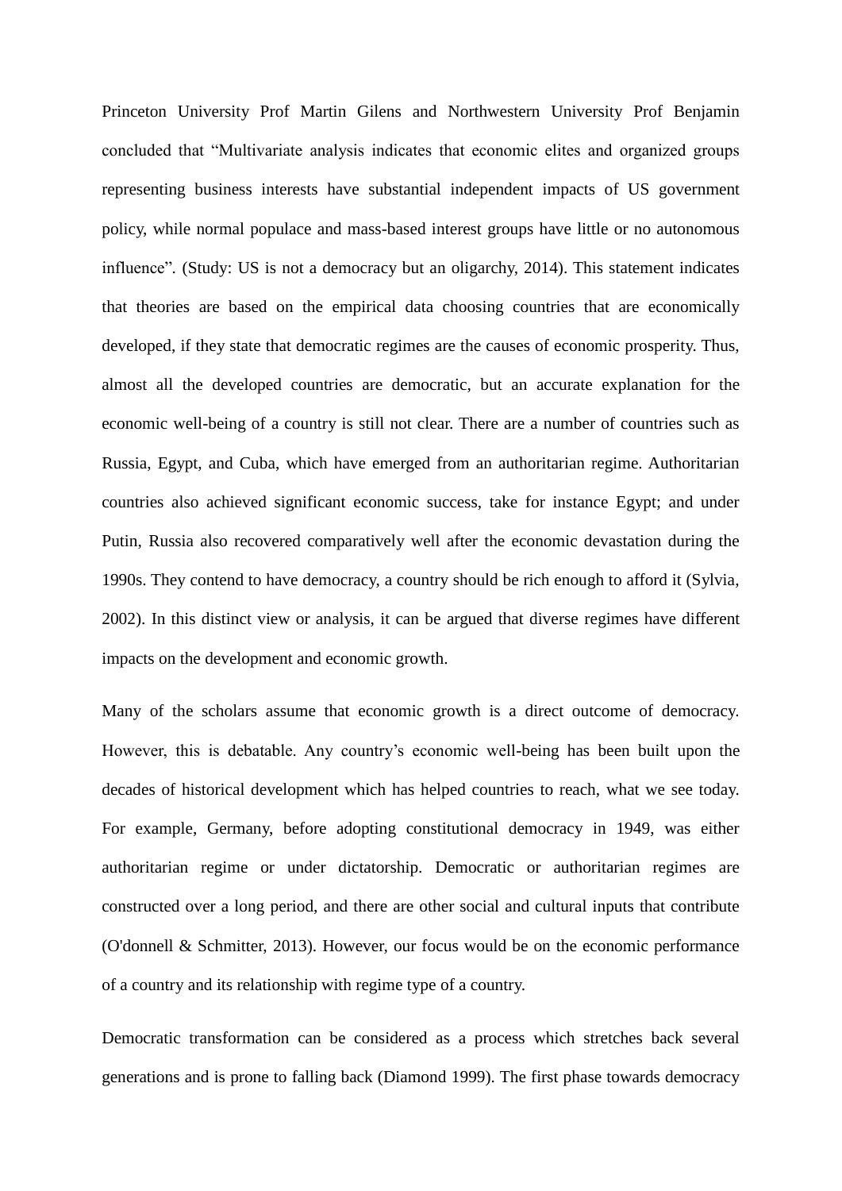Princeton University Prof Martin Gilens and Northwestern University Prof Benjamin concluded that "Multivariate analysis indicates that economic elites and organized groups representing business interests have substantial independent impacts of US government policy, while normal populace and mass-based interest groups have little or no autonomous influence". (Study: US is not a democracy but an oligarchy, 2014). This statement indicates that theories are based on the empirical data choosing countries that are economically developed, if they state that democratic regimes are the causes of economic prosperity. Thus, almost all the developed countries are democratic, but an accurate explanation for the economic well-being of a country is still not clear. There are a number of countries such as Russia, Egypt, and Cuba, which have emerged from an authoritarian regime. Authoritarian countries also achieved significant economic success, take for instance Egypt; and under Putin, Russia also recovered comparatively well after the economic devastation during the 1990s. They contend to have democracy, a country should be rich enough to afford it (Sylvia, 2002). In this distinct view or analysis, it can be argued that diverse regimes have different impacts on the development and economic growth.

Many of the scholars assume that economic growth is a direct outcome of democracy. However, this is debatable. Any country's economic well-being has been built upon the decades of historical development which has helped countries to reach, what we see today. For example, Germany, before adopting constitutional democracy in 1949, was either authoritarian regime or under dictatorship. Democratic or authoritarian regimes are constructed over a long period, and there are other social and cultural inputs that contribute (O'donnell & Schmitter, 2013). However, our focus would be on the economic performance of a country and its relationship with regime type of a country.

Democratic transformation can be considered as a process which stretches back several generations and is prone to falling back (Diamond 1999). The first phase towards democracy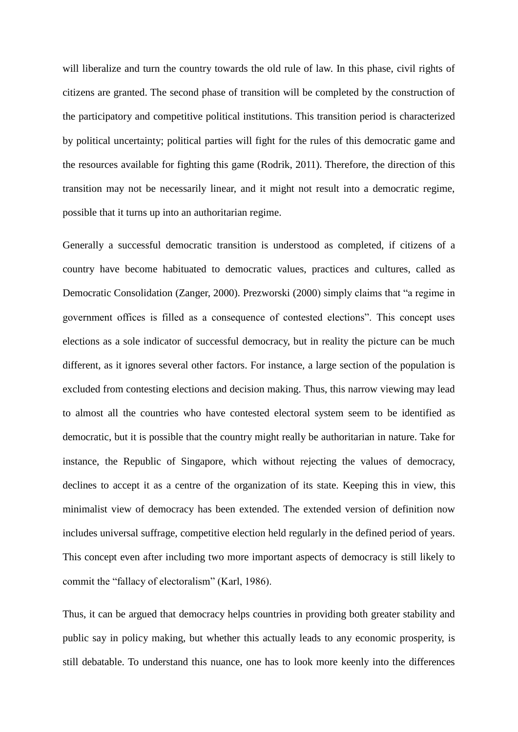will liberalize and turn the country towards the old rule of law. In this phase, civil rights of citizens are granted. The second phase of transition will be completed by the construction of the participatory and competitive political institutions. This transition period is characterized by political uncertainty; political parties will fight for the rules of this democratic game and the resources available for fighting this game (Rodrik, 2011). Therefore, the direction of this transition may not be necessarily linear, and it might not result into a democratic regime, possible that it turns up into an authoritarian regime.

Generally a successful democratic transition is understood as completed, if citizens of a country have become habituated to democratic values, practices and cultures, called as Democratic Consolidation (Zanger, 2000). Prezworski (2000) simply claims that "a regime in government offices is filled as a consequence of contested elections". This concept uses elections as a sole indicator of successful democracy, but in reality the picture can be much different, as it ignores several other factors. For instance, a large section of the population is excluded from contesting elections and decision making. Thus, this narrow viewing may lead to almost all the countries who have contested electoral system seem to be identified as democratic, but it is possible that the country might really be authoritarian in nature. Take for instance, the Republic of Singapore, which without rejecting the values of democracy, declines to accept it as a centre of the organization of its state. Keeping this in view, this minimalist view of democracy has been extended. The extended version of definition now includes universal suffrage, competitive election held regularly in the defined period of years. This concept even after including two more important aspects of democracy is still likely to commit the "fallacy of electoralism" (Karl, 1986).

Thus, it can be argued that democracy helps countries in providing both greater stability and public say in policy making, but whether this actually leads to any economic prosperity, is still debatable. To understand this nuance, one has to look more keenly into the differences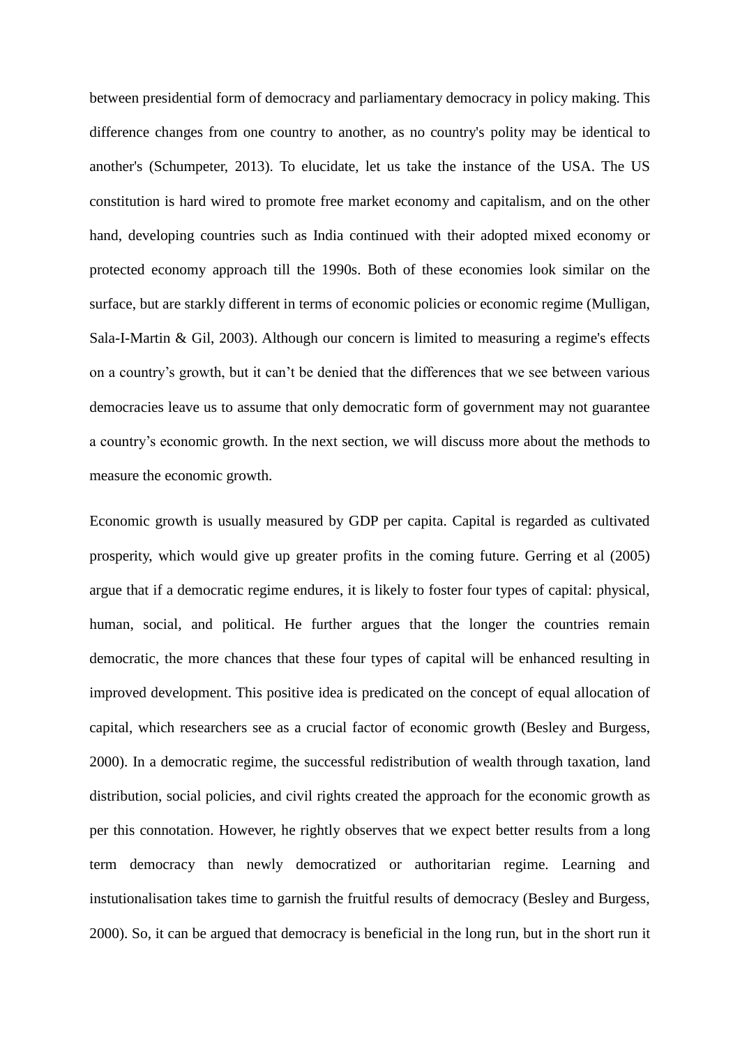between presidential form of democracy and parliamentary democracy in policy making. This difference changes from one country to another, as no country's polity may be identical to another's (Schumpeter, 2013). To elucidate, let us take the instance of the USA. The US constitution is hard wired to promote free market economy and capitalism, and on the other hand, developing countries such as India continued with their adopted mixed economy or protected economy approach till the 1990s. Both of these economies look similar on the surface, but are starkly different in terms of economic policies or economic regime (Mulligan, Sala-I-Martin & Gil, 2003). Although our concern is limited to measuring a regime's effects on a country's growth, but it can't be denied that the differences that we see between various democracies leave us to assume that only democratic form of government may not guarantee a country's economic growth. In the next section, we will discuss more about the methods to measure the economic growth.

Economic growth is usually measured by GDP per capita. Capital is regarded as cultivated prosperity, which would give up greater profits in the coming future. Gerring et al (2005) argue that if a democratic regime endures, it is likely to foster four types of capital: physical, human, social, and political. He further argues that the longer the countries remain democratic, the more chances that these four types of capital will be enhanced resulting in improved development. This positive idea is predicated on the concept of equal allocation of capital, which researchers see as a crucial factor of economic growth (Besley and Burgess, 2000). In a democratic regime, the successful redistribution of wealth through taxation, land distribution, social policies, and civil rights created the approach for the economic growth as per this connotation. However, he rightly observes that we expect better results from a long term democracy than newly democratized or authoritarian regime. Learning and instutionalisation takes time to garnish the fruitful results of democracy (Besley and Burgess, 2000). So, it can be argued that democracy is beneficial in the long run, but in the short run it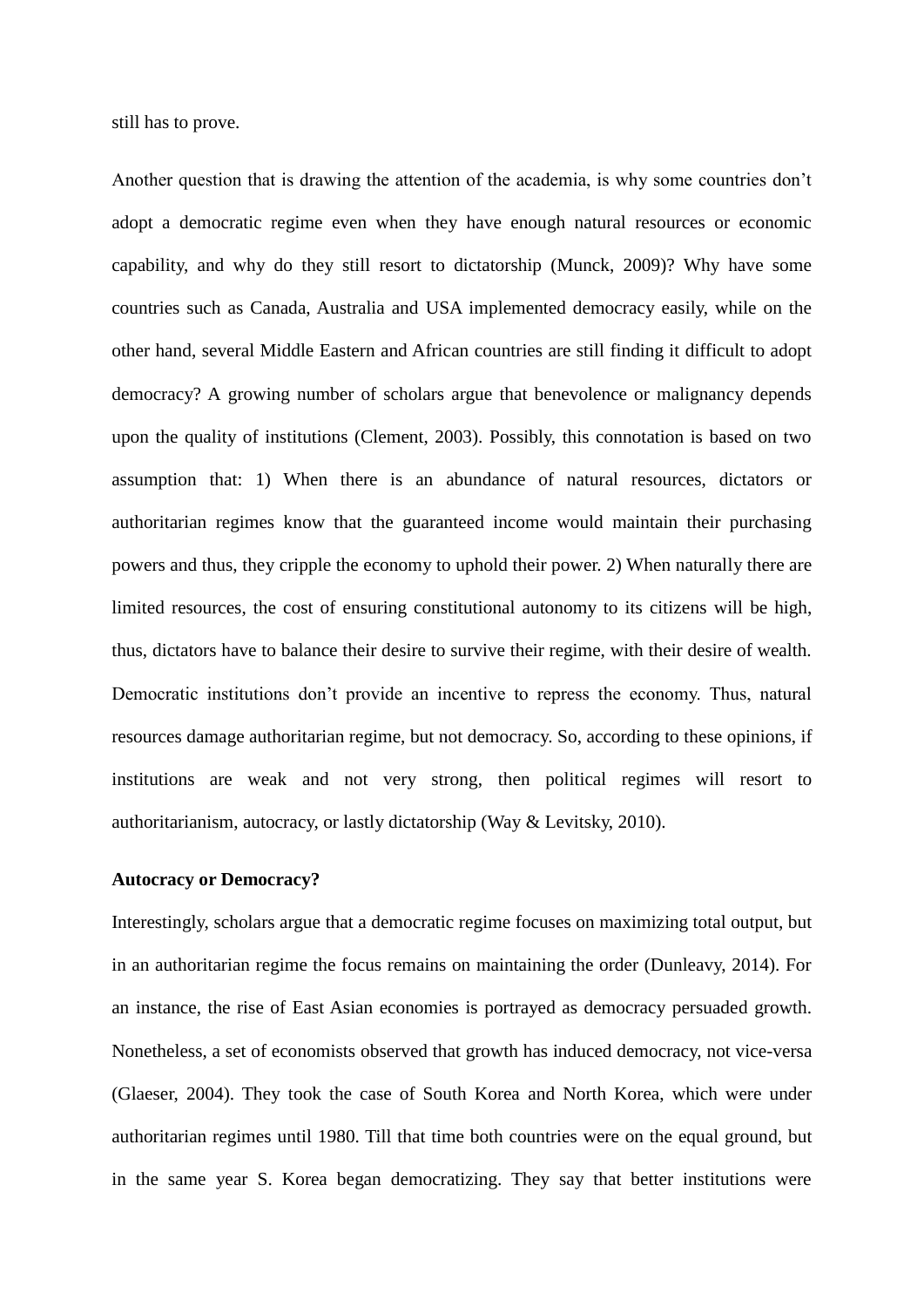still has to prove.

Another question that is drawing the attention of the academia, is why some countries don't adopt a democratic regime even when they have enough natural resources or economic capability, and why do they still resort to dictatorship (Munck, 2009)? Why have some countries such as Canada, Australia and USA implemented democracy easily, while on the other hand, several Middle Eastern and African countries are still finding it difficult to adopt democracy? A growing number of scholars argue that benevolence or malignancy depends upon the quality of institutions (Clement, 2003). Possibly, this connotation is based on two assumption that: 1) When there is an abundance of natural resources, dictators or authoritarian regimes know that the guaranteed income would maintain their purchasing powers and thus, they cripple the economy to uphold their power. 2) When naturally there are limited resources, the cost of ensuring constitutional autonomy to its citizens will be high, thus, dictators have to balance their desire to survive their regime, with their desire of wealth. Democratic institutions don't provide an incentive to repress the economy. Thus, natural resources damage authoritarian regime, but not democracy. So, according to these opinions, if institutions are weak and not very strong, then political regimes will resort to authoritarianism, autocracy, or lastly dictatorship (Way & Levitsky, 2010).

**Autocracy or Democracy?**

Interestingly, scholars argue that a democratic regime focuses on maximizing total output, but in an authoritarian regime the focus remains on maintaining the order (Dunleavy, 2014). For an instance, the rise of East Asian economies is portrayed as democracy persuaded growth. Nonetheless, a set of economists observed that growth has induced democracy, not vice-versa (Glaeser, 2004). They took the case of South Korea and North Korea, which were under authoritarian regimes until 1980. Till that time both countries were on the equal ground, but in the same year S. Korea began democratizing. They say that better institutions were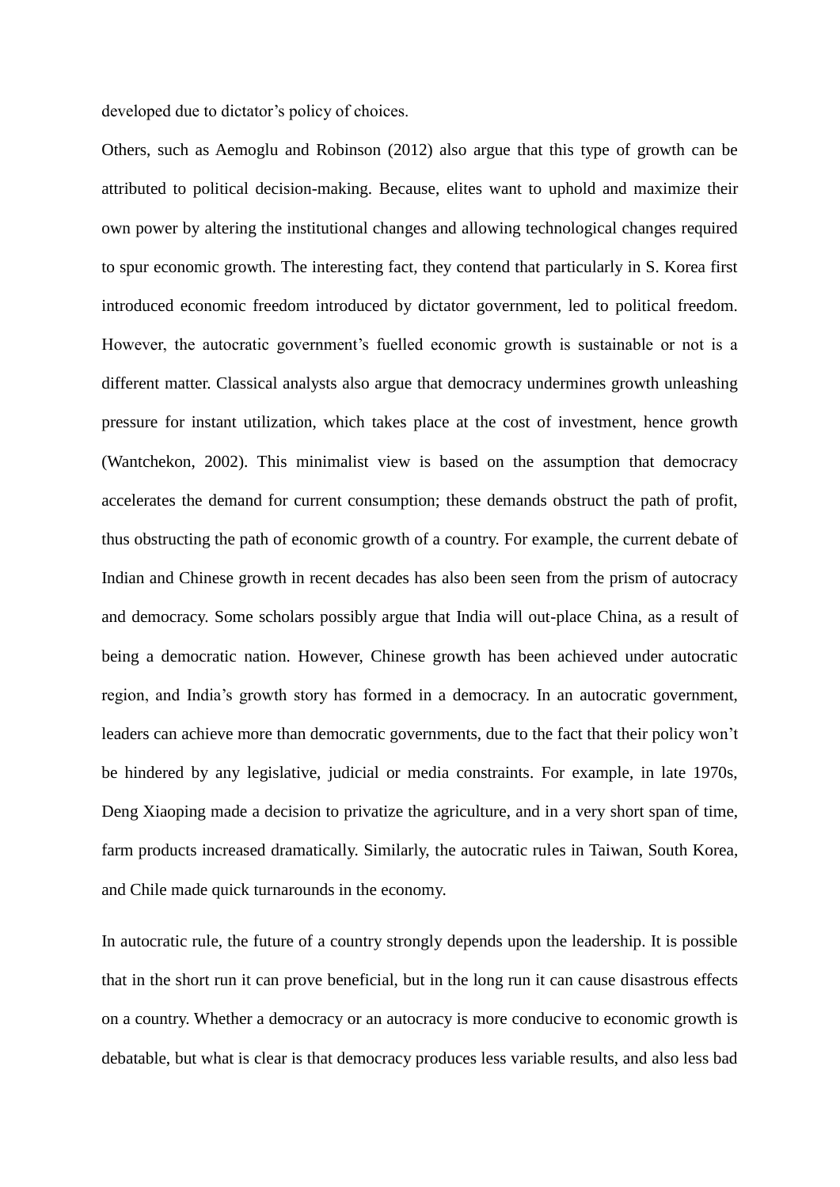developed due to dictator's policy of choices.

Others, such as Aemoglu and Robinson (2012) also argue that this type of growth can be attributed to political decision-making. Because, elites want to uphold and maximize their own power by altering the institutional changes and allowing technological changes required to spur economic growth. The interesting fact, they contend that particularly in S. Korea first introduced economic freedom introduced by dictator government, led to political freedom. However, the autocratic government's fuelled economic growth is sustainable or not is a different matter. Classical analysts also argue that democracy undermines growth unleashing pressure for instant utilization, which takes place at the cost of investment, hence growth (Wantchekon, 2002). This minimalist view is based on the assumption that democracy accelerates the demand for current consumption; these demands obstruct the path of profit, thus obstructing the path of economic growth of a country. For example, the current debate of Indian and Chinese growth in recent decades has also been seen from the prism of autocracy and democracy. Some scholars possibly argue that India will out-place China, as a result of being a democratic nation. However, Chinese growth has been achieved under autocratic region, and India's growth story has formed in a democracy. In an autocratic government, leaders can achieve more than democratic governments, due to the fact that their policy won't be hindered by any legislative, judicial or media constraints. For example, in late 1970s, Deng Xiaoping made a decision to privatize the agriculture, and in a very short span of time, farm products increased dramatically. Similarly, the autocratic rules in Taiwan, South Korea, and Chile made quick turnarounds in the economy.

In autocratic rule, the future of a country strongly depends upon the leadership. It is possible that in the short run it can prove beneficial, but in the long run it can cause disastrous effects on a country. Whether a democracy or an autocracy is more conducive to economic growth is debatable, but what is clear is that democracy produces less variable results, and also less bad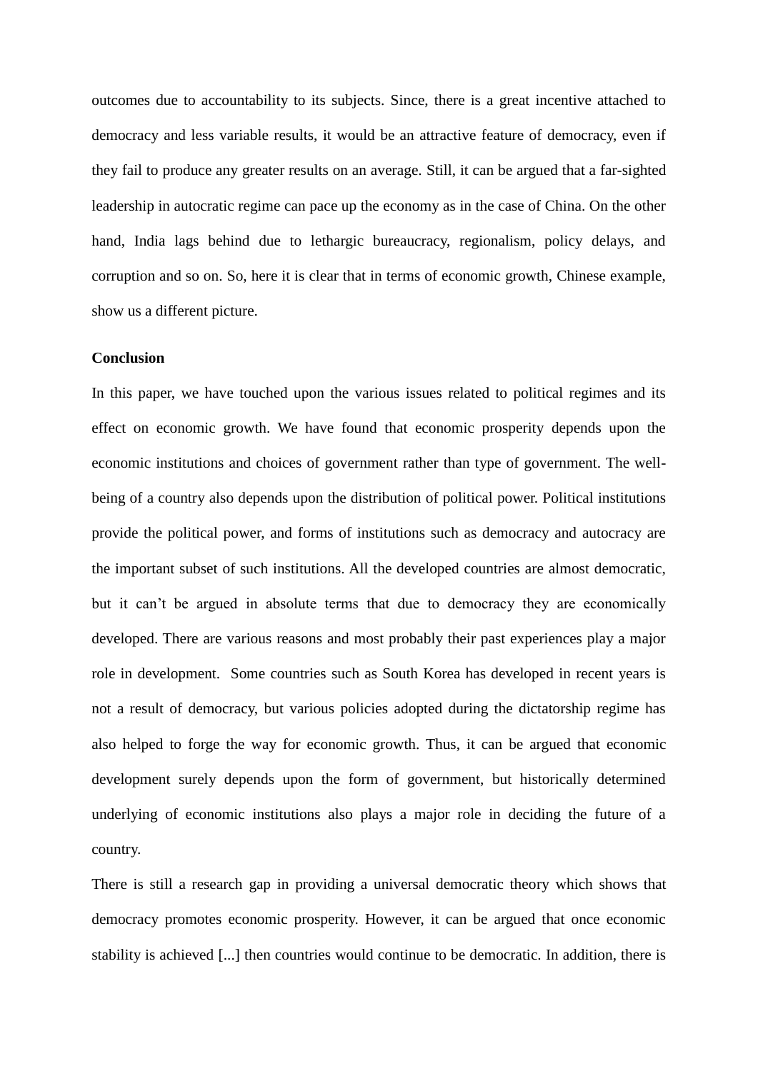outcomes due to accountability to its subjects. Since, there is a great incentive attached to democracy and less variable results, it would be an attractive feature of democracy, even if they fail to produce any greater results on an average. Still, it can be argued that a far-sighted leadership in autocratic regime can pace up the economy as in the case of China. On the other hand, India lags behind due to lethargic bureaucracy, regionalism, policy delays, and corruption and so on. So, here it is clear that in terms of economic growth, Chinese example, show us a different picture.

**Conclusion**

In this paper, we have touched upon the various issues related to political regimes and its effect on economic growth. We have found that economic prosperity depends upon the economic institutions and choices of government rather than type of government. The well-being of a country also depends upon the distribution of political power. Political institutions provide the political power, and forms of institutions such as democracy and autocracy are the important subset of such institutions. All the developed countries are almost democratic, but it can't be argued in absolute terms that due to democracy they are economically developed. There are various reasons and most probably their past experiences play a major role in development. Some countries such as South Korea has developed in recent years is not a result of democracy, but various policies adopted during the dictatorship regime has also helped to forge the way for economic growth. Thus, it can be argued that economic development surely depends upon the form of government, but historically determined underlying of economic institutions also plays a major role in deciding the future of a country.

There is still a research gap in providing a universal democratic theory which shows that democracy promotes economic prosperity. However, it can be argued that once economic stability is achieved [...] then countries would continue to be democratic. In addition, there is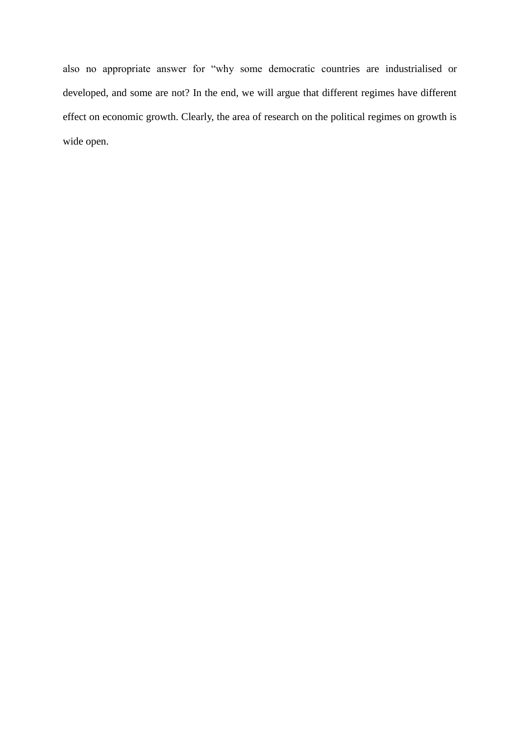also no appropriate answer for “why some democratic countries are industrialised or developed, and some are not? In the end, we will argue that different regimes have different effect on economic growth. Clearly, the area of research on the political regimes on growth is wide open.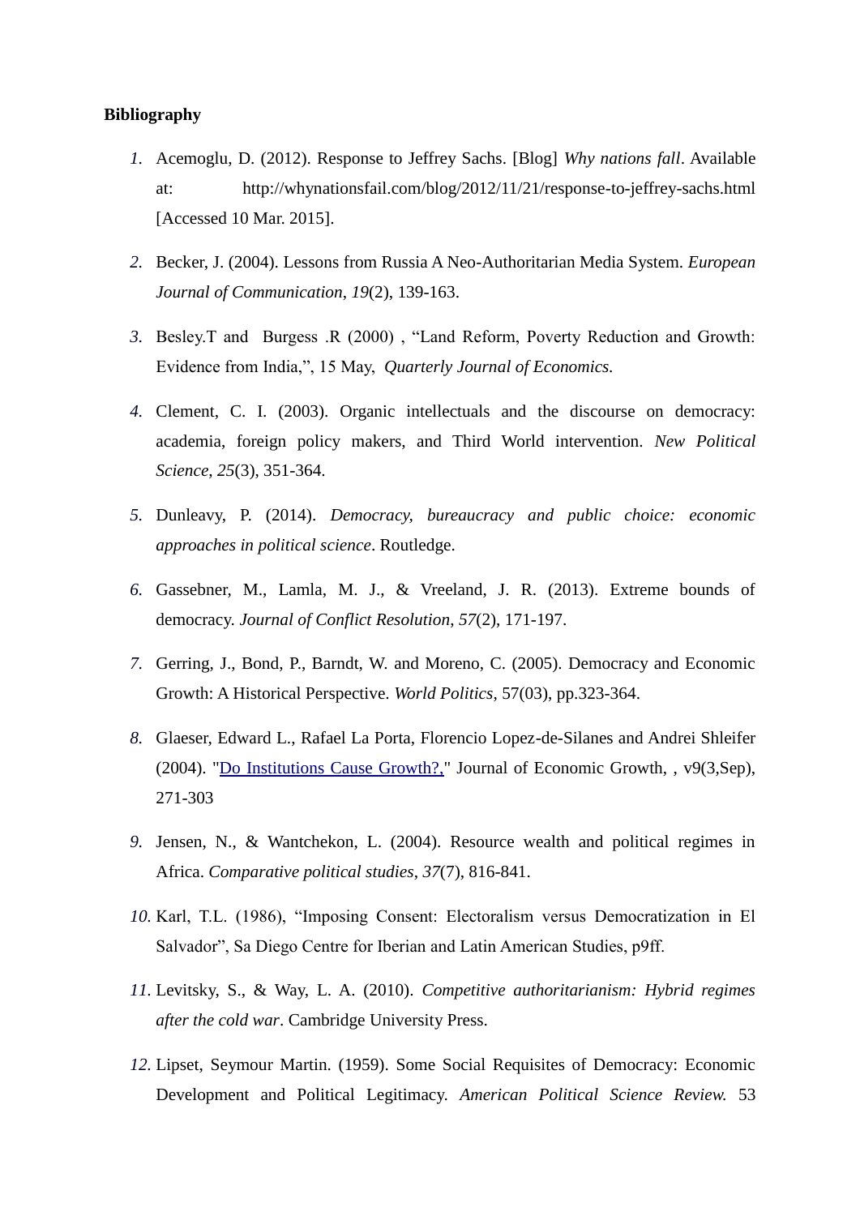**Bibliography**

1. Acemoglu, D. (2012). Response to Jeffrey Sachs. [Blog] *Why nations fall*. Available at: http://whynationsfail.com/blog/2012/11/21/response-to-jeffrey-sachs.html [Accessed 10 Mar. 2015].

2. Becker, J. (2004). Lessons from Russia A Neo-Authoritarian Media System. *European Journal of Communication*, *19*(2), 139-163.

3. Besley.T and Burgess .R (2000) , “Land Reform, Poverty Reduction and Growth: Evidence from India,”, 15 May, *Quarterly Journal of Economics.*

4. Clement, C. I. (2003). Organic intellectuals and the discourse on democracy: academia, foreign policy makers, and Third World intervention. *New Political Science*, *25*(3), 351-364.

5. Dunleavy, P. (2014). *Democracy, bureaucracy and public choice: economic approaches in political science*. Routledge.

6. Gassebner, M., Lamla, M. J., & Vreeland, J. R. (2013). Extreme bounds of democracy. *Journal of Conflict Resolution*, *57*(2), 171-197.

7. Gerring, J., Bond, P., Barndt, W. and Moreno, C. (2005). Democracy and Economic Growth: A Historical Perspective. *World Politics*, 57(03), pp.323-364.

8. Glaeser, Edward L., Rafael La Porta, Florencio Lopez-de-Silanes and Andrei Shleifer (2004). "Do Institutions Cause Growth?," Journal of Economic Growth, , v9(3,Sep), 271-303

9. Jensen, N., & Wantchekon, L. (2004). Resource wealth and political regimes in Africa. *Comparative political studies*, *37*(7), 816-841.

10. Karl, T.L. (1986), “Imposing Consent: Electoralism versus Democratization in El Salvador”, Sa Diego Centre for Iberian and Latin American Studies, p9ff.

11. Levitsky, S., & Way, L. A. (2010). *Competitive authoritarianism: Hybrid regimes after the cold war*. Cambridge University Press.

12. Lipset, Seymour Martin. (1959). Some Social Requisites of Democracy: Economic Development and Political Legitimacy. *American Political Science Review.* 53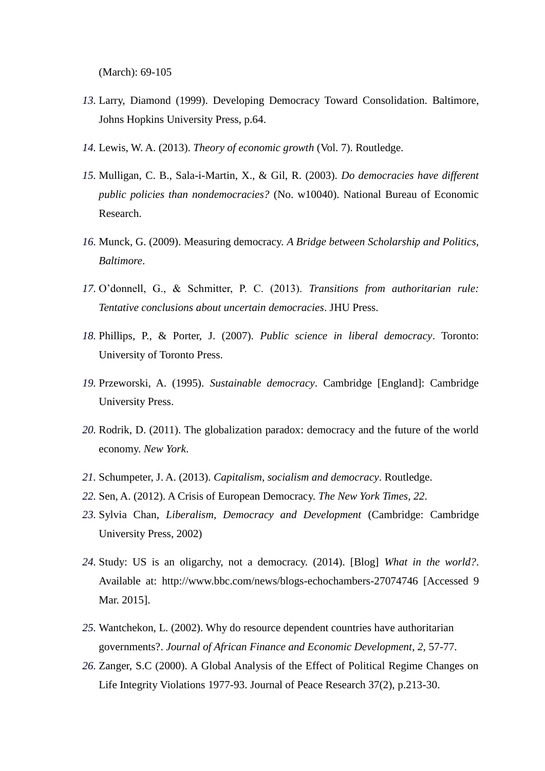(March): 69-105

13. Larry, Diamond (1999). Developing Democracy Toward Consolidation. Baltimore, Johns Hopkins University Press, p.64.
14. Lewis, W. A. (2013). *Theory of economic growth* (Vol. 7). Routledge.
15. Mulligan, C. B., Sala-i-Martin, X., & Gil, R. (2003). *Do democracies have different public policies than nondemocracies?* (No. w10040). National Bureau of Economic Research.
16. Munck, G. (2009). Measuring democracy. *A Bridge between Scholarship and Politics, Baltimore*.
17. O'donnell, G., & Schmitter, P. C. (2013). *Transitions from authoritarian rule: Tentative conclusions about uncertain democracies*. JHU Press.
18. Phillips, P., & Porter, J. (2007). *Public science in liberal democracy*. Toronto: University of Toronto Press.
19. Przeworski, A. (1995). *Sustainable democracy*. Cambridge [England]: Cambridge University Press.
20. Rodrik, D. (2011). The globalization paradox: democracy and the future of the world economy. *New York*.
21. Schumpeter, J. A. (2013). *Capitalism, socialism and democracy*. Routledge.
22. Sen, A. (2012). A Crisis of European Democracy. *The New York Times*, *22*.
23. Sylvia Chan, *Liberalism, Democracy and Development* (Cambridge: Cambridge University Press, 2002)
24. Study: US is an oligarchy, not a democracy. (2014). [Blog] *What in the world?*. Available at: http://www.bbc.com/news/blogs-echochambers-27074746 [Accessed 9 Mar. 2015].
25. Wantchekon, L. (2002). Why do resource dependent countries have authoritarian governments?. *Journal of African Finance and Economic Development*, *2*, 57-77.
26. Zanger, S.C (2000). A Global Analysis of the Effect of Political Regime Changes on Life Integrity Violations 1977-93. Journal of Peace Research 37(2), p.213-30.